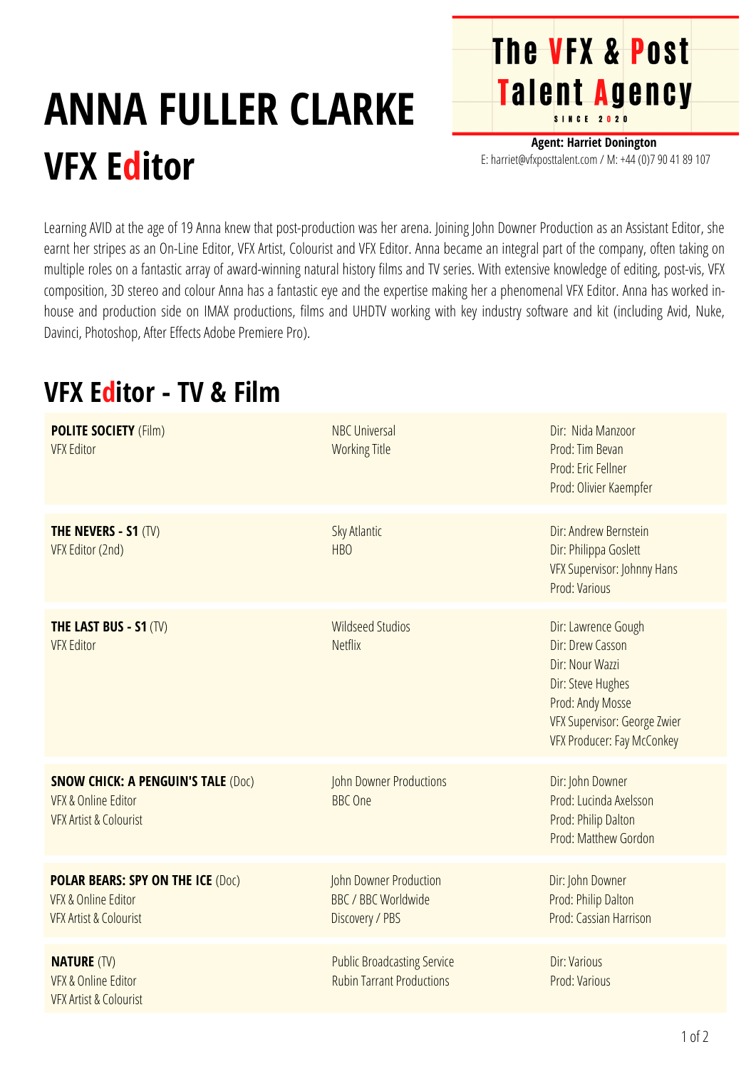# ANNA FULLER CLARKE

## VFX Editor

**The VFX & Post Talent Agency**
SINCE 2020

**Agent: Harriet Donington**
E: harriet@vfxposttalent.com / M: +44 (0)7 90 41 89 107

Learning AVID at the age of 19 Anna knew that post-production was her arena. Joining John Downer Production as an Assistant Editor, she earnt her stripes as an On-Line Editor, VFX Artist, Colourist and VFX Editor. Anna became an integral part of the company, often taking on multiple roles on a fantastic array of award-winning natural history films and TV series. With extensive knowledge of editing, post-vis, VFX composition, 3D stereo and colour Anna has a fantastic eye and the expertise making her a phenomenal VFX Editor. Anna has worked in-house and production side on IMAX productions, films and UHDTV working with key industry software and kit (including Avid, Nuke, Davinci, Photoshop, After Effects Adobe Premiere Pro).

## VFX Editor - TV & Film

| | | |
|---|---|---|
| **POLITE SOCIETY** (Film)<br>VFX Editor | NBC Universal<br>Working Title | Dir: Nida Manzoor<br>Prod: Tim Bevan<br>Prod: Eric Fellner<br>Prod: Olivier Kaempfer |
| **THE NEVERS - S1** (TV)<br>VFX Editor (2nd) | Sky Atlantic<br>HBO | Dir: Andrew Bernstein<br>Dir: Philippa Goslett<br>VFX Supervisor: Johnny Hans<br>Prod: Various |
| **THE LAST BUS - S1** (TV)<br>VFX Editor | Wildseed Studios<br>Netflix | Dir: Lawrence Gough<br>Dir: Drew Casson<br>Dir: Nour Wazzi<br>Dir: Steve Hughes<br>Prod: Andy Mosse<br>VFX Supervisor: George Zwier<br>VFX Producer: Fay McConkey |
| **SNOW CHICK: A PENGUIN'S TALE** (Doc)<br>VFX & Online Editor<br>VFX Artist & Colourist | John Downer Productions<br>BBC One | Dir: John Downer<br>Prod: Lucinda Axelsson<br>Prod: Philip Dalton<br>Prod: Matthew Gordon |
| **POLAR BEARS: SPY ON THE ICE** (Doc)<br>VFX & Online Editor<br>VFX Artist & Colourist | John Downer Production<br>BBC / BBC Worldwide<br>Discovery / PBS | Dir: John Downer<br>Prod: Philip Dalton<br>Prod: Cassian Harrison |
| **NATURE** (TV)<br>VFX & Online Editor<br>VFX Artist & Colourist | Public Broadcasting Service<br>Rubin Tarrant Productions | Dir: Various<br>Prod: Various |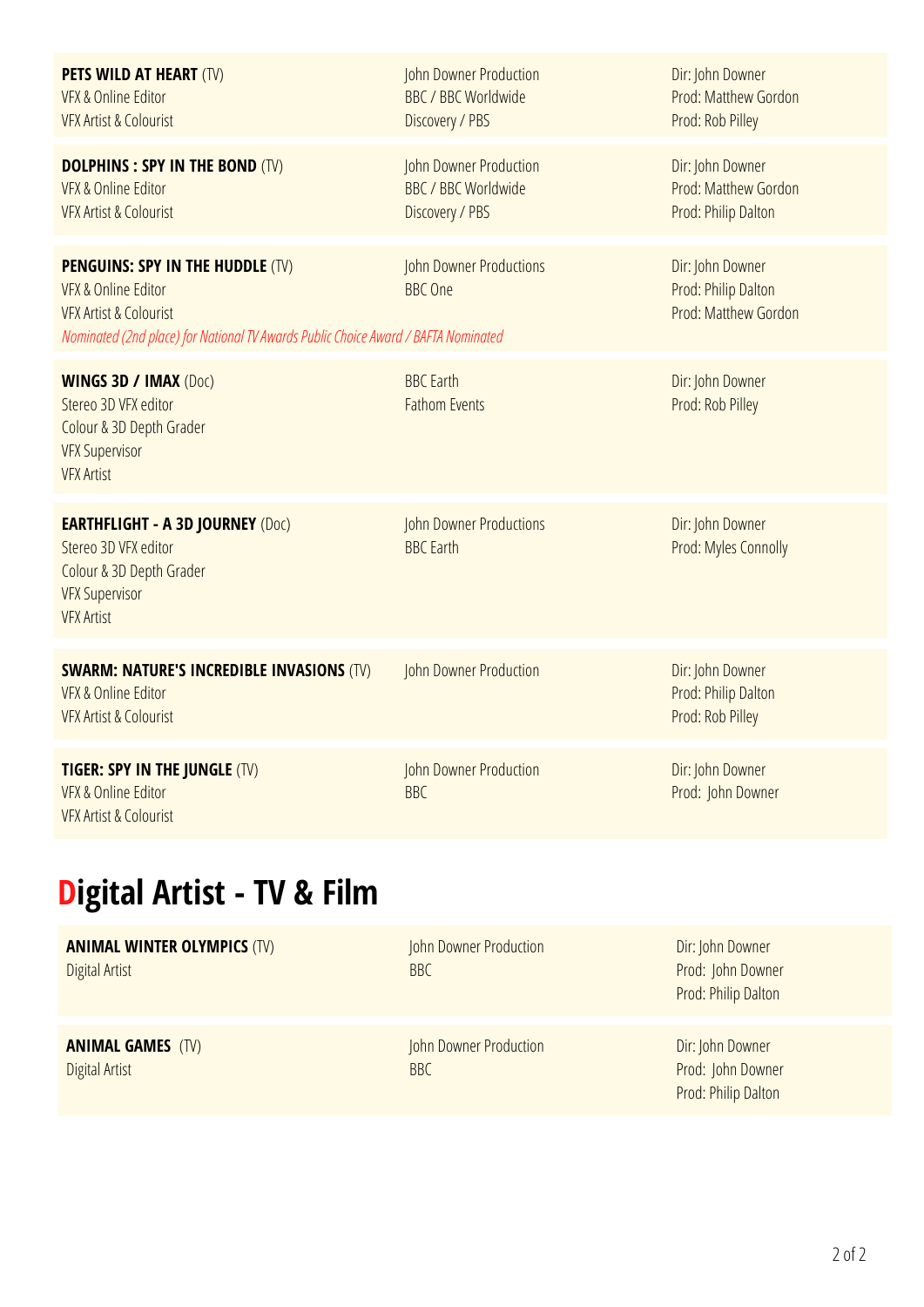| | | |
|---|---|---|
| **PETS WILD AT HEART** (TV)<br>VFX & Online Editor<br>VFX Artist & Colourist | John Downer Production<br>BBC / BBC Worldwide<br>Discovery / PBS | Dir: John Downer<br>Prod: Matthew Gordon<br>Prod: Rob Pilley |
| **DOLPHINS : SPY IN THE BOND** (TV)<br>VFX & Online Editor<br>VFX Artist & Colourist | John Downer Production<br>BBC / BBC Worldwide<br>Discovery / PBS | Dir: John Downer<br>Prod: Matthew Gordon<br>Prod: Philip Dalton |
| **PENGUINS: SPY IN THE HUDDLE** (TV)<br>VFX & Online Editor<br>VFX Artist & Colourist<br>*Nominated (2nd place) for National TV Awards Public Choice Award / BAFTA Nominated* | John Downer Productions<br>BBC One | Dir: John Downer<br>Prod: Philip Dalton<br>Prod: Matthew Gordon |
| **WINGS 3D / IMAX** (Doc)<br>Stereo 3D VFX editor<br>Colour & 3D Depth Grader<br>VFX Supervisor<br>VFX Artist | BBC Earth<br>Fathom Events | Dir: John Downer<br>Prod: Rob Pilley |
| **EARTHFLIGHT - A 3D JOURNEY** (Doc)<br>Stereo 3D VFX editor<br>Colour & 3D Depth Grader<br>VFX Supervisor<br>VFX Artist | John Downer Productions<br>BBC Earth | Dir: John Downer<br>Prod: Myles Connolly |
| **SWARM: NATURE'S INCREDIBLE INVASIONS** (TV)<br>VFX & Online Editor<br>VFX Artist & Colourist | John Downer Production | Dir: John Downer<br>Prod: Philip Dalton<br>Prod: Rob Pilley |
| **TIGER: SPY IN THE JUNGLE** (TV)<br>VFX & Online Editor<br>VFX Artist & Colourist | John Downer Production<br>BBC | Dir: John Downer<br>Prod: John Downer |

# Digital Artist - TV & Film

| | | |
|---|---|---|
| **ANIMAL WINTER OLYMPICS** (TV)<br>Digital Artist | John Downer Production<br>BBC | Dir: John Downer<br>Prod: John Downer<br>Prod: Philip Dalton |
| **ANIMAL GAMES** (TV)<br>Digital Artist | John Downer Production<br>BBC | Dir: John Downer<br>Prod: John Downer<br>Prod: Philip Dalton |